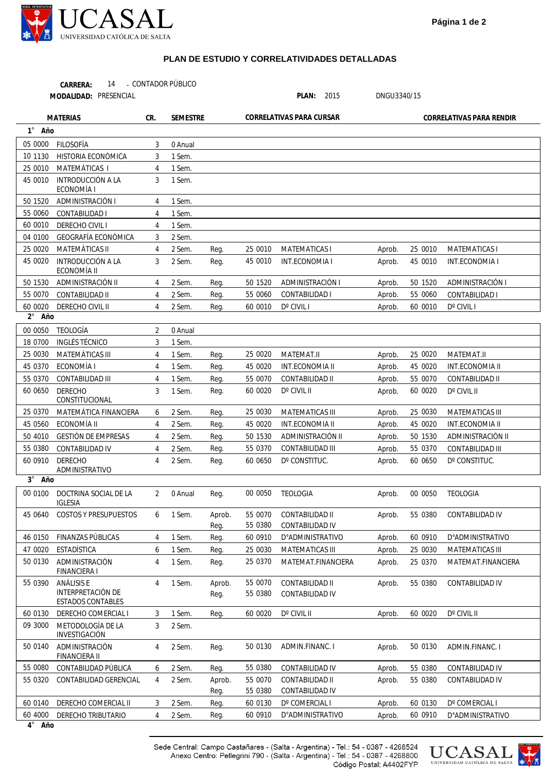## PLAN DE ESTUDIO Y CORRELATIVIDADES DETALLADAS

**CARRERA:** 14 - CONTADOR PÚBLICO
**MODALIDAD:** PRESENCIAL **PLAN:** 2015 DNGU3340/15

| Código | MATERIAS | CR. | SEMESTRE | Correlativas para cursar | | | Correlativas para rendir | | |
|---|---|---|---|---|---|---|---|---|---|
| **1° Año** | | | | | | | | | |
| 05 0000 | FILOSOFÍA | 3 | 0 Anual | | | | | | |
| 10 1130 | HISTORIA ECONÓMICA | 3 | 1 Sem. | | | | | | |
| 25 0010 | MATEMÁTICAS I | 4 | 1 Sem. | | | | | | |
| 45 0010 | INTRODUCCIÓN A LA ECONOMÍA I | 3 | 1 Sem. | | | | | | |
| 50 1520 | ADMINISTRACIÓN I | 4 | 1 Sem. | | | | | | |
| 55 0060 | CONTABILIDAD I | 4 | 1 Sem. | | | | | | |
| 60 0010 | DERECHO CIVIL I | 4 | 1 Sem. | | | | | | |
| 04 0100 | GEOGRAFÍA ECONÓMICA | 3 | 2 Sem. | | | | | | |
| 25 0020 | MATEMÁTICAS II | 4 | 2 Sem. | Reg. | 25 0010 | MATEMATICAS I | Aprob. | 25 0010 | MATEMATICAS I |
| 45 0020 | INTRODUCCIÓN A LA ECONOMÍA II | 3 | 2 Sem. | Reg. | 45 0010 | INT.ECONOMIA I | Aprob. | 45 0010 | INT.ECONOMIA I |
| 50 1530 | ADMINISTRACIÓN II | 4 | 2 Sem. | Reg. | 50 1520 | ADMINISTRACIÓN I | Aprob. | 50 1520 | ADMINISTRACIÓN I |
| 55 0070 | CONTABILIDAD II | 4 | 2 Sem. | Reg. | 55 0060 | CONTABILIDAD I | Aprob. | 55 0060 | CONTABILIDAD I |
| 60 0020 | DERECHO CIVIL II | 4 | 2 Sem. | Reg. | 60 0010 | Dº CIVIL I | Aprob. | 60 0010 | Dº CIVIL I |
| **2° Año** | | | | | | | | | |
| 00 0050 | TEOLOGÍA | 2 | 0 Anual | | | | | | |
| 18 0700 | INGLÉS TÉCNICO | 3 | 1 Sem. | | | | | | |
| 25 0030 | MATEMÁTICAS III | 4 | 1 Sem. | Reg. | 25 0020 | MATEMAT.II | Aprob. | 25 0020 | MATEMAT.II |
| 45 0370 | ECONOMÍA I | 4 | 1 Sem. | Reg. | 45 0020 | INT.ECONOMIA II | Aprob. | 45 0020 | INT.ECONOMIA II |
| 55 0370 | CONTABILIDAD III | 4 | 1 Sem. | Reg. | 55 0070 | CONTABILIDAD II | Aprob. | 55 0070 | CONTABILIDAD II |
| 60 0650 | DERECHO CONSTITUCIONAL | 3 | 1 Sem. | Reg. | 60 0020 | Dº CIVIL II | Aprob. | 60 0020 | Dº CIVIL II |
| 25 0370 | MATEMÁTICA FINANCIERA | 6 | 2 Sem. | Reg. | 25 0030 | MATEMATICAS III | Aprob. | 25 0030 | MATEMATICAS III |
| 45 0560 | ECONOMÍA II | 4 | 2 Sem. | Reg. | 45 0020 | INT.ECONOMIA II | Aprob. | 45 0020 | INT.ECONOMIA II |
| 50 4010 | GESTIÓN DE EMPRESAS | 4 | 2 Sem. | Reg. | 50 1530 | ADMINISTRACIÓN II | Aprob. | 50 1530 | ADMINISTRACIÓN II |
| 55 0380 | CONTABILIDAD IV | 4 | 2 Sem. | Reg. | 55 0370 | CONTABILIDAD III | Aprob. | 55 0370 | CONTABILIDAD III |
| 60 0910 | DERECHO ADMINISTRATIVO | 4 | 2 Sem. | Reg. | 60 0650 | Dº CONSTITUC. | Aprob. | 60 0650 | Dº CONSTITUC. |
| **3° Año** | | | | | | | | | |
| 00 0100 | DOCTRINA SOCIAL DE LA IGLESIA | 2 | 0 Anual | Reg. | 00 0050 | TEOLOGIA | Aprob. | 00 0050 | TEOLOGIA |
| 45 0640 | COSTOS Y PRESUPUESTOS | 6 | 1 Sem. | Aprob. | 55 0070 | CONTABILIDAD II | Aprob. | 55 0380 | CONTABILIDAD IV |
| | | | | Reg. | 55 0380 | CONTABILIDAD IV | | | |
| 46 0150 | FINANZAS PÚBLICAS | 4 | 1 Sem. | Reg. | 60 0910 | D°ADMINISTRATIVO | Aprob. | 60 0910 | D°ADMINISTRATIVO |
| 47 0020 | ESTADÍSTICA | 6 | 1 Sem. | Reg. | 25 0030 | MATEMATICAS III | Aprob. | 25 0030 | MATEMATICAS III |
| 50 0130 | ADMINISTRACIÓN FINANCIERA I | 4 | 1 Sem. | Reg. | 25 0370 | MATEMAT.FINANCIERA | Aprob. | 25 0370 | MATEMAT.FINANCIERA |
| 55 0390 | ANÁLISIS E INTERPRETACIÓN DE ESTADOS CONTABLES | 4 | 1 Sem. | Aprob. | 55 0070 | CONTABILIDAD II | Aprob. | 55 0380 | CONTABILIDAD IV |
| | | | | Reg. | 55 0380 | CONTABILIDAD IV | | | |
| 60 0130 | DERECHO COMERCIAL I | 3 | 1 Sem. | Reg. | 60 0020 | Dº CIVIL II | Aprob. | 60 0020 | Dº CIVIL II |
| 09 3000 | METODOLOGÍA DE LA INVESTIGACIÓN | 3 | 2 Sem. | | | | | | |
| 50 0140 | ADMINISTRACIÓN FINANCIERA II | 4 | 2 Sem. | Reg. | 50 0130 | ADMIN.FINANC. I | Aprob. | 50 0130 | ADMIN.FINANC. I |
| 55 0080 | CONTABILIDAD PÚBLICA | 6 | 2 Sem. | Reg. | 55 0380 | CONTABILIDAD IV | Aprob. | 55 0380 | CONTABILIDAD IV |
| 55 0320 | CONTABILIDAD GERENCIAL | 4 | 2 Sem. | Aprob. | 55 0070 | CONTABILIDAD II | Aprob. | 55 0380 | CONTABILIDAD IV |
| | | | | Reg. | 55 0380 | CONTABILIDAD IV | | | |
| 60 0140 | DERECHO COMERCIAL II | 3 | 2 Sem. | Reg. | 60 0130 | Dº COMERCIAL I | Aprob. | 60 0130 | Dº COMERCIAL I |
| 60 4000 | DERECHO TRIBUTARIO | 4 | 2 Sem. | Reg. | 60 0910 | D°ADMINISTRATIVO | Aprob. | 60 0910 | D°ADMINISTRATIVO |
| **4° Año** | | | | | | | | | |

Sede Central: Campo Castañares - (Salta - Argentina) - Tel.: 54 - 0387 - 4268524
Anexo Centro: Pellegrini 790 - (Salta - Argentina) - Tel.: 54 - 0387 - 4268800
Código Postal: A4402FYP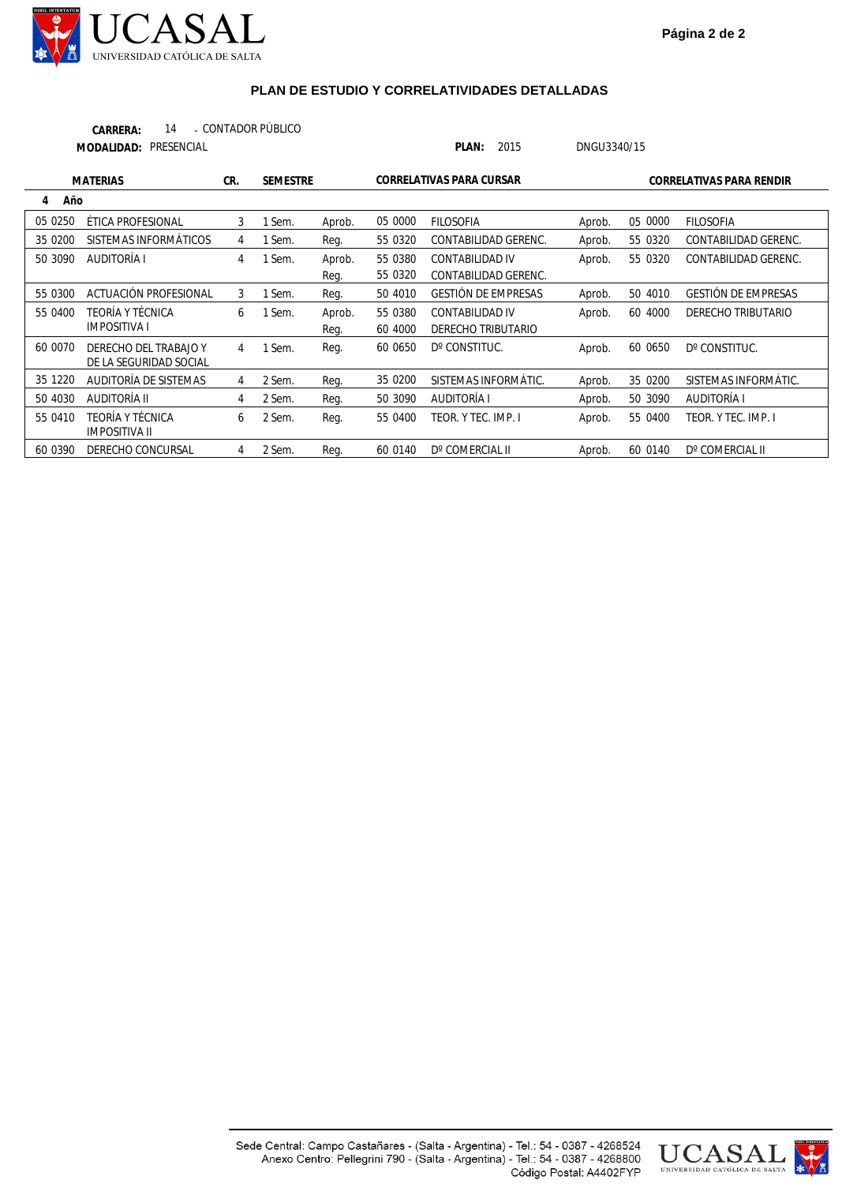## PLAN DE ESTUDIO Y CORRELATIVIDADES DETALLADAS

**CARRERA:** 14 - CONTADOR PÚBLICO
**MODALIDAD:** PRESENCIAL **PLAN:** 2015 DNGU3340/15

| MATERIAS | | CR. | SEMESTRE | CORRELATIVAS PARA CURSAR | | | CORRELATIVAS PARA RENDIR | | |
|---|---|---|---|---|---|---|---|---|---|
| **4 Año** | | | | | | | | | |
| 05 0250 | ÉTICA PROFESIONAL | 3 | 1 Sem. | Aprob. | 05 0000 | FILOSOFIA | Aprob. | 05 0000 | FILOSOFIA |
| 35 0200 | SISTEMAS INFORMÁTICOS | 4 | 1 Sem. | Reg. | 55 0320 | CONTABILIDAD GERENC. | Aprob. | 55 0320 | CONTABILIDAD GERENC. |
| 50 3090 | AUDITORÍA I | 4 | 1 Sem. | Aprob. | 55 0380 | CONTABILIDAD IV | Aprob. | 55 0320 | CONTABILIDAD GERENC. |
| | | | | Reg. | 55 0320 | CONTABILIDAD GERENC. | | | |
| 55 0300 | ACTUACIÓN PROFESIONAL | 3 | 1 Sem. | Reg. | 50 4010 | GESTIÓN DE EMPRESAS | Aprob. | 50 4010 | GESTIÓN DE EMPRESAS |
| 55 0400 | TEORÍA Y TÉCNICA IMPOSITIVA I | 6 | 1 Sem. | Aprob. | 55 0380 | CONTABILIDAD IV | Aprob. | 60 4000 | DERECHO TRIBUTARIO |
| | | | | Reg. | 60 4000 | DERECHO TRIBUTARIO | | | |
| 60 0070 | DERECHO DEL TRABAJO Y DE LA SEGURIDAD SOCIAL | 4 | 1 Sem. | Reg. | 60 0650 | Dº CONSTITUC. | Aprob. | 60 0650 | Dº CONSTITUC. |
| 35 1220 | AUDITORÍA DE SISTEMAS | 4 | 2 Sem. | Reg. | 35 0200 | SISTEMAS INFORMÁTIC. | Aprob. | 35 0200 | SISTEMAS INFORMÁTIC. |
| 50 4030 | AUDITORÍA II | 4 | 2 Sem. | Reg. | 50 3090 | AUDITORÍA I | Aprob. | 50 3090 | AUDITORÍA I |
| 55 0410 | TEORÍA Y TÉCNICA IMPOSITIVA II | 6 | 2 Sem. | Reg. | 55 0400 | TEOR. Y TEC. IMP. I | Aprob. | 55 0400 | TEOR. Y TEC. IMP. I |
| 60 0390 | DERECHO CONCURSAL | 4 | 2 Sem. | Reg. | 60 0140 | Dº COMERCIAL II | Aprob. | 60 0140 | Dº COMERCIAL II |

Sede Central: Campo Castañares - (Salta - Argentina) - Tel.: 54 - 0387 - 4268524
Anexo Centro: Pellegrini 790 - (Salta - Argentina) - Tel.: 54 - 0387 - 4268800
Código Postal: A4402FYP